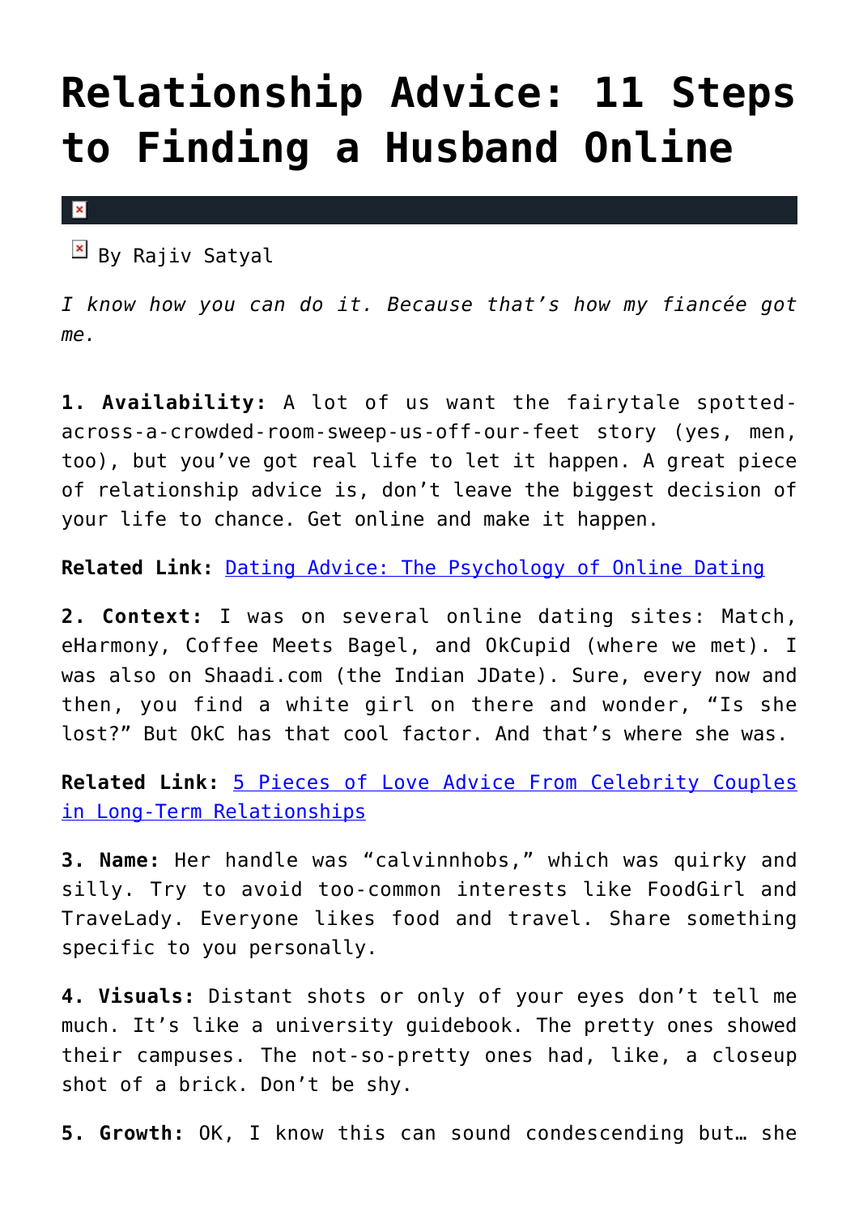# Relationship Advice: 11 Steps to Finding a Husband Online

By Rajiv Satyal

*I know how you can do it. Because that's how my fiancée got me.*

**1. Availability:** A lot of us want the fairytale spotted-across-a-crowded-room-sweep-us-off-our-feet story (yes, men, too), but you've got real life to let it happen. A great piece of relationship advice is, don't leave the biggest decision of your life to chance. Get online and make it happen.

**Related Link:** [Dating Advice: The Psychology of Online Dating]()

**2. Context:** I was on several online dating sites: Match, eHarmony, Coffee Meets Bagel, and OkCupid (where we met). I was also on Shaadi.com (the Indian JDate). Sure, every now and then, you find a white girl on there and wonder, "Is she lost?" But OkC has that cool factor. And that's where she was.

**Related Link:** [5 Pieces of Love Advice From Celebrity Couples in Long-Term Relationships]()

**3. Name:** Her handle was "calvinnhobs," which was quirky and silly. Try to avoid too-common interests like FoodGirl and TraveLady. Everyone likes food and travel. Share something specific to you personally.

**4. Visuals:** Distant shots or only of your eyes don't tell me much. It's like a university guidebook. The pretty ones showed their campuses. The not-so-pretty ones had, like, a closeup shot of a brick. Don't be shy.

**5. Growth:** OK, I know this can sound condescending but… she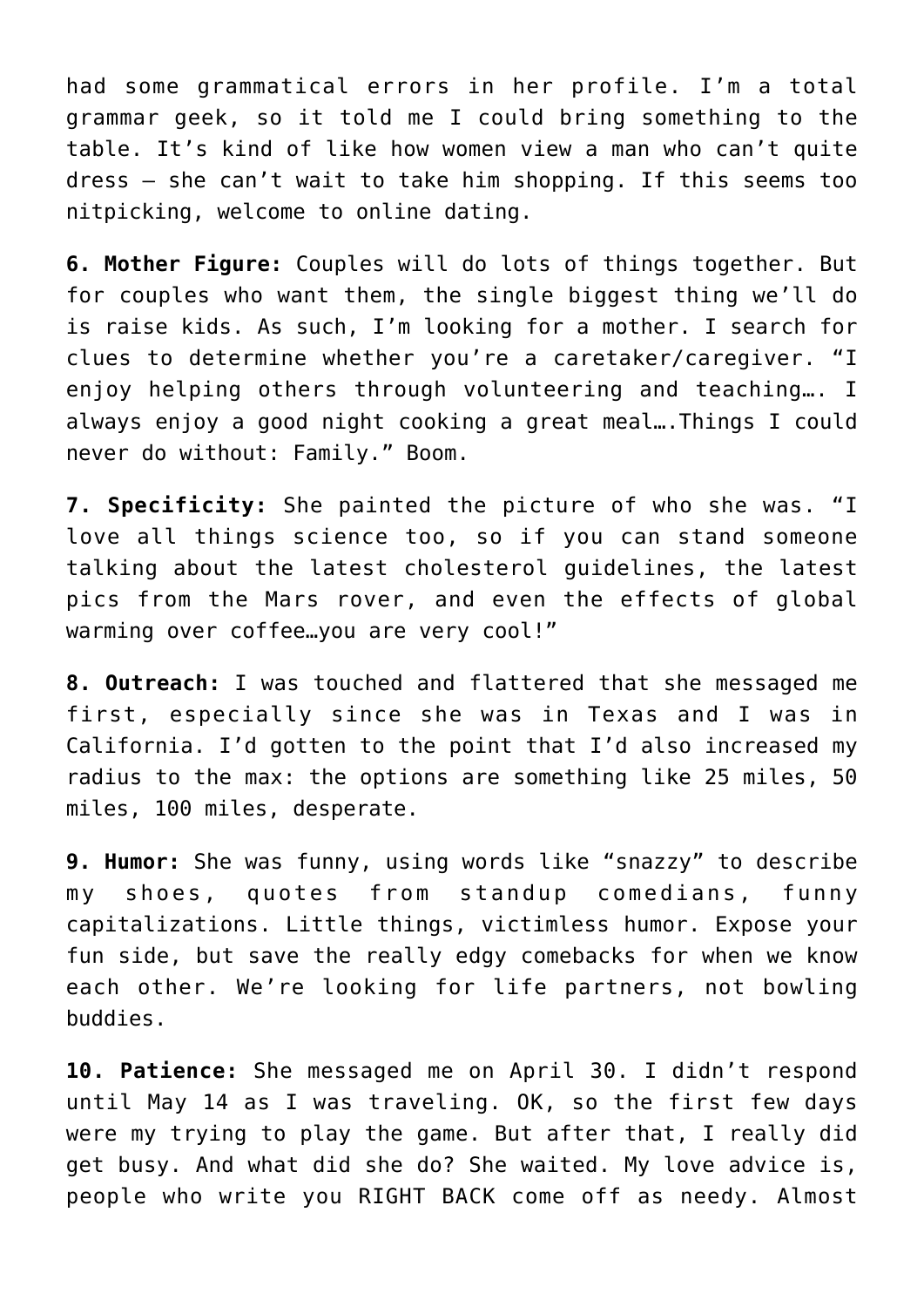had some grammatical errors in her profile. I'm a total grammar geek, so it told me I could bring something to the table. It's kind of like how women view a man who can't quite dress – she can't wait to take him shopping. If this seems too nitpicking, welcome to online dating.

**6. Mother Figure:** Couples will do lots of things together. But for couples who want them, the single biggest thing we'll do is raise kids. As such, I'm looking for a mother. I search for clues to determine whether you're a caretaker/caregiver. "I enjoy helping others through volunteering and teaching…. I always enjoy a good night cooking a great meal….Things I could never do without: Family." Boom.

**7. Specificity:** She painted the picture of who she was. "I love all things science too, so if you can stand someone talking about the latest cholesterol guidelines, the latest pics from the Mars rover, and even the effects of global warming over coffee…you are very cool!"

**8. Outreach:** I was touched and flattered that she messaged me first, especially since she was in Texas and I was in California. I'd gotten to the point that I'd also increased my radius to the max: the options are something like 25 miles, 50 miles, 100 miles, desperate.

**9. Humor:** She was funny, using words like "snazzy" to describe my shoes, quotes from standup comedians, funny capitalizations. Little things, victimless humor. Expose your fun side, but save the really edgy comebacks for when we know each other. We're looking for life partners, not bowling buddies.

**10. Patience:** She messaged me on April 30. I didn't respond until May 14 as I was traveling. OK, so the first few days were my trying to play the game. But after that, I really did get busy. And what did she do? She waited. My love advice is, people who write you RIGHT BACK come off as needy. Almost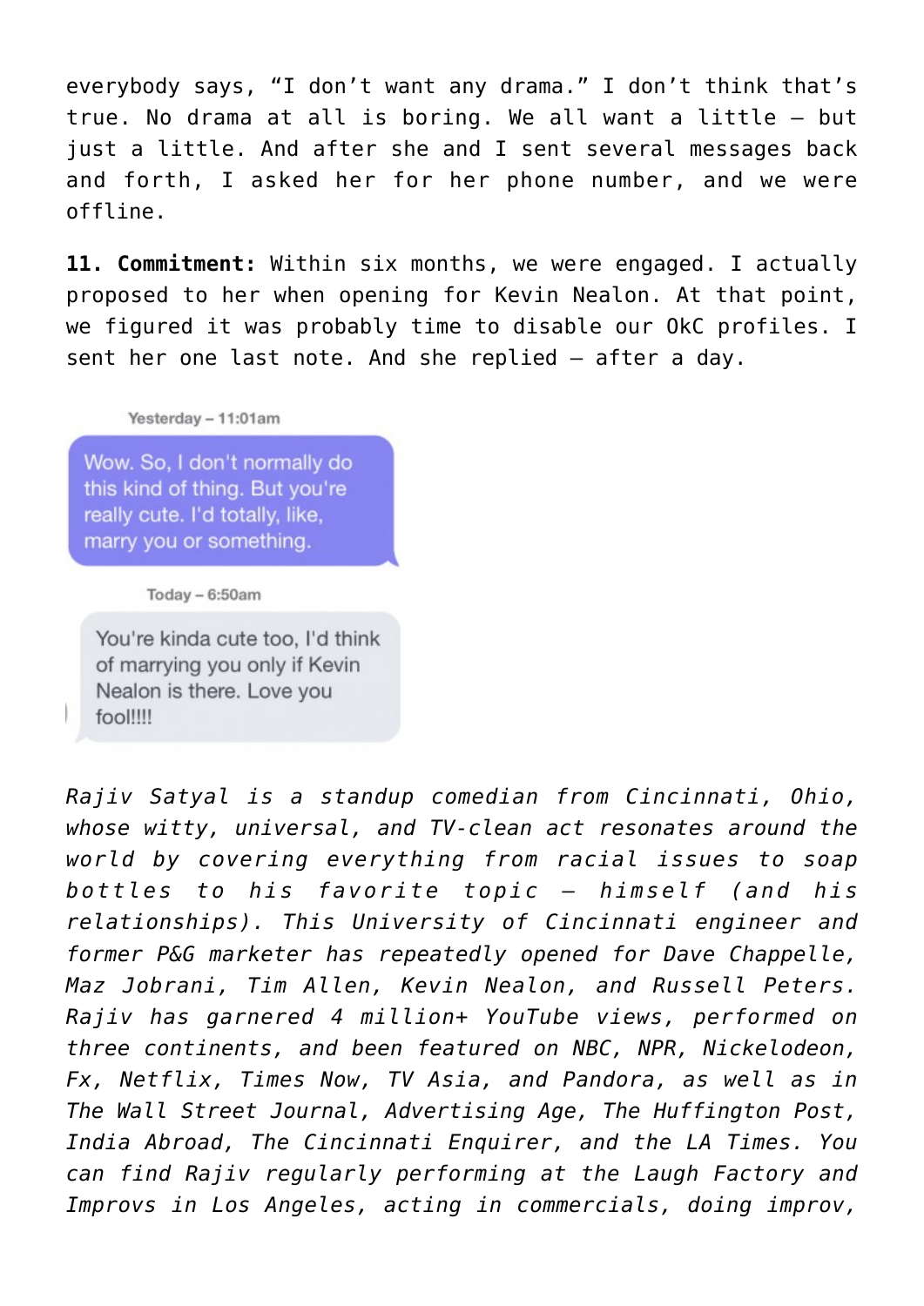everybody says, "I don't want any drama." I don't think that's true. No drama at all is boring. We all want a little – but just a little. And after she and I sent several messages back and forth, I asked her for her phone number, and we were offline.

**11. Commitment:** Within six months, we were engaged. I actually proposed to her when opening for Kevin Nealon. At that point, we figured it was probably time to disable our OkC profiles. I sent her one last note. And she replied – after a day.

Yesterday – 11:01am

Wow. So, I don't normally do this kind of thing. But you're really cute. I'd totally, like, marry you or something.

Today – 6:50am

You're kinda cute too, I'd think of marrying you only if Kevin Nealon is there. Love you fool!!!!

*Rajiv Satyal is a standup comedian from Cincinnati, Ohio, whose witty, universal, and TV-clean act resonates around the world by covering everything from racial issues to soap bottles to his favorite topic – himself (and his relationships). This University of Cincinnati engineer and former P&G marketer has repeatedly opened for Dave Chappelle, Maz Jobrani, Tim Allen, Kevin Nealon, and Russell Peters. Rajiv has garnered 4 million+ YouTube views, performed on three continents, and been featured on NBC, NPR, Nickelodeon, Fx, Netflix, Times Now, TV Asia, and Pandora, as well as in The Wall Street Journal, Advertising Age, The Huffington Post, India Abroad, The Cincinnati Enquirer, and the LA Times. You can find Rajiv regularly performing at the Laugh Factory and Improvs in Los Angeles, acting in commercials, doing improv,*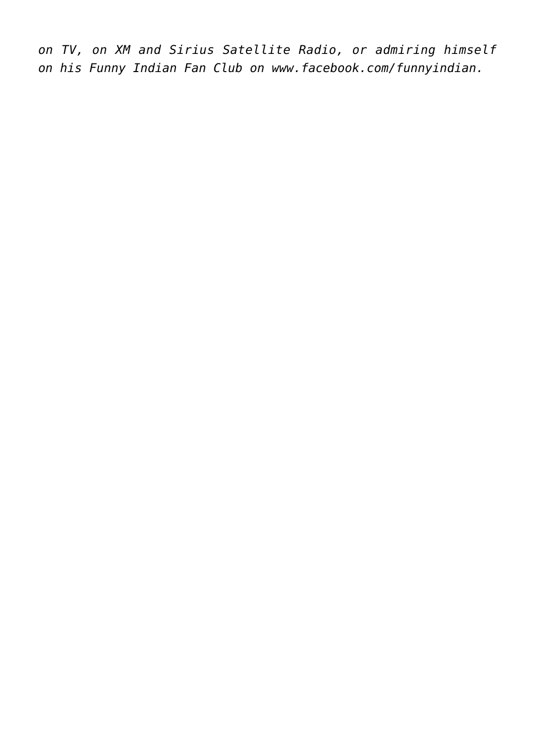*on TV, on XM and Sirius Satellite Radio, or admiring himself on his Funny Indian Fan Club on www.facebook.com/funnyindian.*